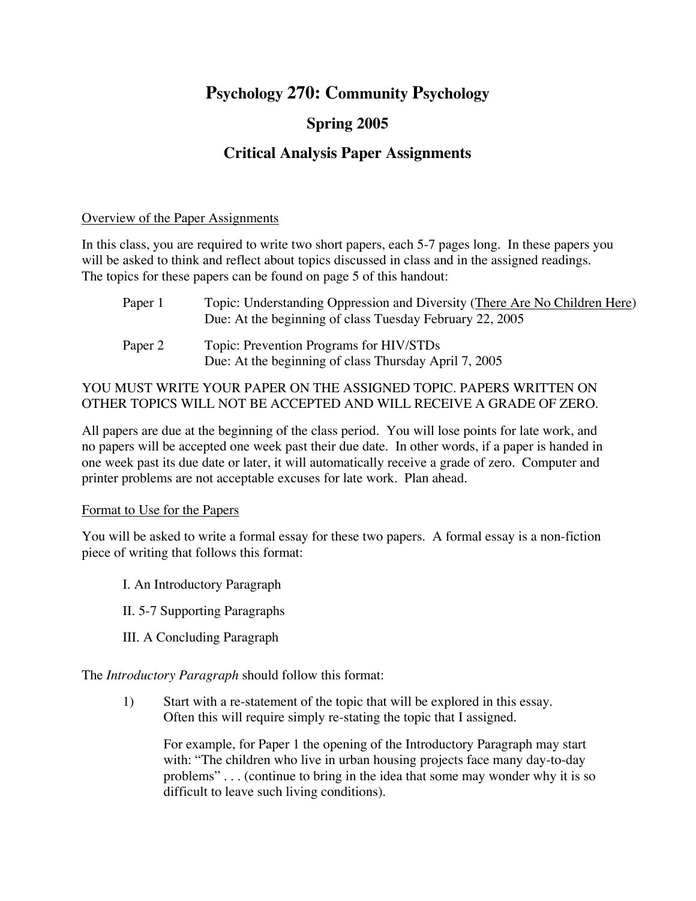# Psychology 270: Community Psychology

## Spring 2005

## Critical Analysis Paper Assignments

<u>Overview of the Paper Assignments</u>

In this class, you are required to write two short papers, each 5-7 pages long. In these papers you will be asked to think and reflect about topics discussed in class and in the assigned readings. The topics for these papers can be found on page 5 of this handout:

| | |
|---|---|
| Paper 1 | Topic: Understanding Oppression and Diversity (<u>There Are No Children Here</u>)<br>Due: At the beginning of class Tuesday February 22, 2005 |
| Paper 2 | Topic: Prevention Programs for HIV/STDs<br>Due: At the beginning of class Thursday April 7, 2005 |

YOU MUST WRITE YOUR PAPER ON THE ASSIGNED TOPIC. PAPERS WRITTEN ON OTHER TOPICS WILL NOT BE ACCEPTED AND WILL RECEIVE A GRADE OF ZERO.

All papers are due at the beginning of the class period. You will lose points for late work, and no papers will be accepted one week past their due date. In other words, if a paper is handed in one week past its due date or later, it will automatically receive a grade of zero. Computer and printer problems are not acceptable excuses for late work. Plan ahead.

<u>Format to Use for the Papers</u>

You will be asked to write a formal essay for these two papers. A formal essay is a non-fiction piece of writing that follows this format:

I. An Introductory Paragraph

II. 5-7 Supporting Paragraphs

III. A Concluding Paragraph

The *Introductory Paragraph* should follow this format:

1) Start with a re-statement of the topic that will be explored in this essay. Often this will require simply re-stating the topic that I assigned.

   For example, for Paper 1 the opening of the Introductory Paragraph may start with: "The children who live in urban housing projects face many day-to-day problems" . . . (continue to bring in the idea that some may wonder why it is so difficult to leave such living conditions).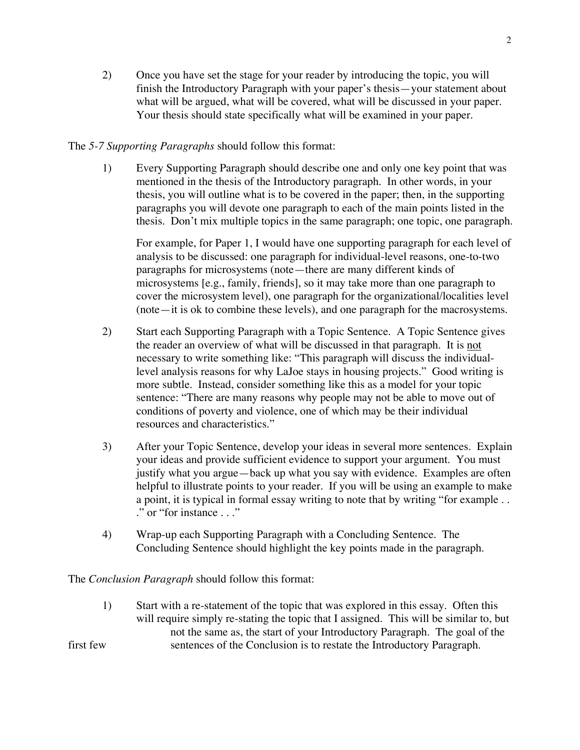2) Once you have set the stage for your reader by introducing the topic, you will finish the Introductory Paragraph with your paper's thesis—your statement about what will be argued, what will be covered, what will be discussed in your paper. Your thesis should state specifically what will be examined in your paper.

The *5-7 Supporting Paragraphs* should follow this format:

1) Every Supporting Paragraph should describe one and only one key point that was mentioned in the thesis of the Introductory paragraph. In other words, in your thesis, you will outline what is to be covered in the paper; then, in the supporting paragraphs you will devote one paragraph to each of the main points listed in the thesis. Don't mix multiple topics in the same paragraph; one topic, one paragraph.

   For example, for Paper 1, I would have one supporting paragraph for each level of analysis to be discussed: one paragraph for individual-level reasons, one-to-two paragraphs for microsystems (note—there are many different kinds of microsystems [e.g., family, friends], so it may take more than one paragraph to cover the microsystem level), one paragraph for the organizational/localities level (note—it is ok to combine these levels), and one paragraph for the macrosystems.

2) Start each Supporting Paragraph with a Topic Sentence. A Topic Sentence gives the reader an overview of what will be discussed in that paragraph. It is <u>not</u> necessary to write something like: "This paragraph will discuss the individual-level analysis reasons for why LaJoe stays in housing projects." Good writing is more subtle. Instead, consider something like this as a model for your topic sentence: "There are many reasons why people may not be able to move out of conditions of poverty and violence, one of which may be their individual resources and characteristics."

3) After your Topic Sentence, develop your ideas in several more sentences. Explain your ideas and provide sufficient evidence to support your argument. You must justify what you argue—back up what you say with evidence. Examples are often helpful to illustrate points to your reader. If you will be using an example to make a point, it is typical in formal essay writing to note that by writing "for example . . ." or "for instance . . ."

4) Wrap-up each Supporting Paragraph with a Concluding Sentence. The Concluding Sentence should highlight the key points made in the paragraph.

The *Conclusion Paragraph* should follow this format:

1) Start with a re-statement of the topic that was explored in this essay. Often this will require simply re-stating the topic that I assigned. This will be similar to, but not the same as, the start of your Introductory Paragraph. The goal of the first few sentences of the Conclusion is to restate the Introductory Paragraph.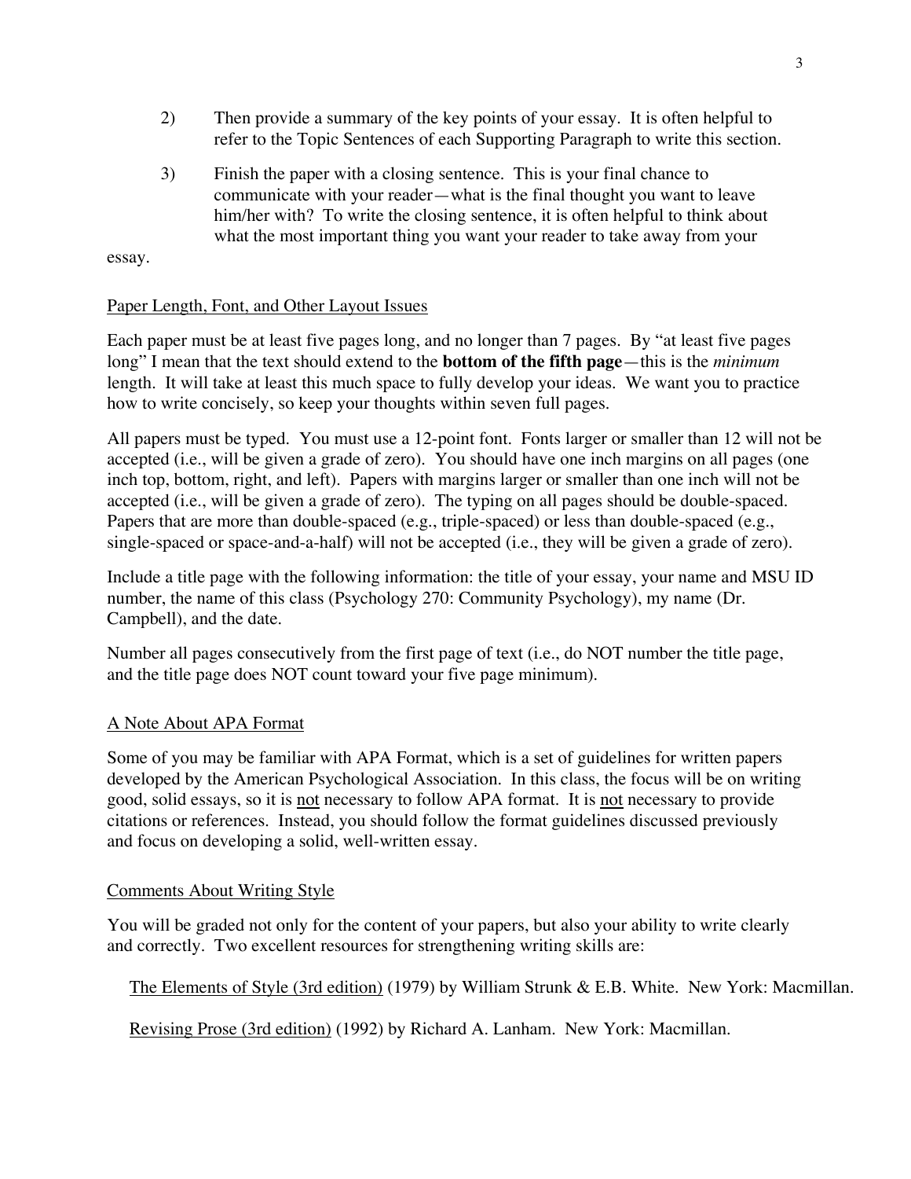2) Then provide a summary of the key points of your essay. It is often helpful to refer to the Topic Sentences of each Supporting Paragraph to write this section.

3) Finish the paper with a closing sentence. This is your final chance to communicate with your reader—what is the final thought you want to leave him/her with? To write the closing sentence, it is often helpful to think about what the most important thing you want your reader to take away from your essay.

## Paper Length, Font, and Other Layout Issues

Each paper must be at least five pages long, and no longer than 7 pages. By "at least five pages long" I mean that the text should extend to the **bottom of the fifth page**—this is the *minimum* length. It will take at least this much space to fully develop your ideas. We want you to practice how to write concisely, so keep your thoughts within seven full pages.

All papers must be typed. You must use a 12-point font. Fonts larger or smaller than 12 will not be accepted (i.e., will be given a grade of zero). You should have one inch margins on all pages (one inch top, bottom, right, and left). Papers with margins larger or smaller than one inch will not be accepted (i.e., will be given a grade of zero). The typing on all pages should be double-spaced. Papers that are more than double-spaced (e.g., triple-spaced) or less than double-spaced (e.g., single-spaced or space-and-a-half) will not be accepted (i.e., they will be given a grade of zero).

Include a title page with the following information: the title of your essay, your name and MSU ID number, the name of this class (Psychology 270: Community Psychology), my name (Dr. Campbell), and the date.

Number all pages consecutively from the first page of text (i.e., do NOT number the title page, and the title page does NOT count toward your five page minimum).

## A Note About APA Format

Some of you may be familiar with APA Format, which is a set of guidelines for written papers developed by the American Psychological Association. In this class, the focus will be on writing good, solid essays, so it is not necessary to follow APA format. It is not necessary to provide citations or references. Instead, you should follow the format guidelines discussed previously and focus on developing a solid, well-written essay.

## Comments About Writing Style

You will be graded not only for the content of your papers, but also your ability to write clearly and correctly. Two excellent resources for strengthening writing skills are:

The Elements of Style (3rd edition) (1979) by William Strunk & E.B. White. New York: Macmillan.

Revising Prose (3rd edition) (1992) by Richard A. Lanham. New York: Macmillan.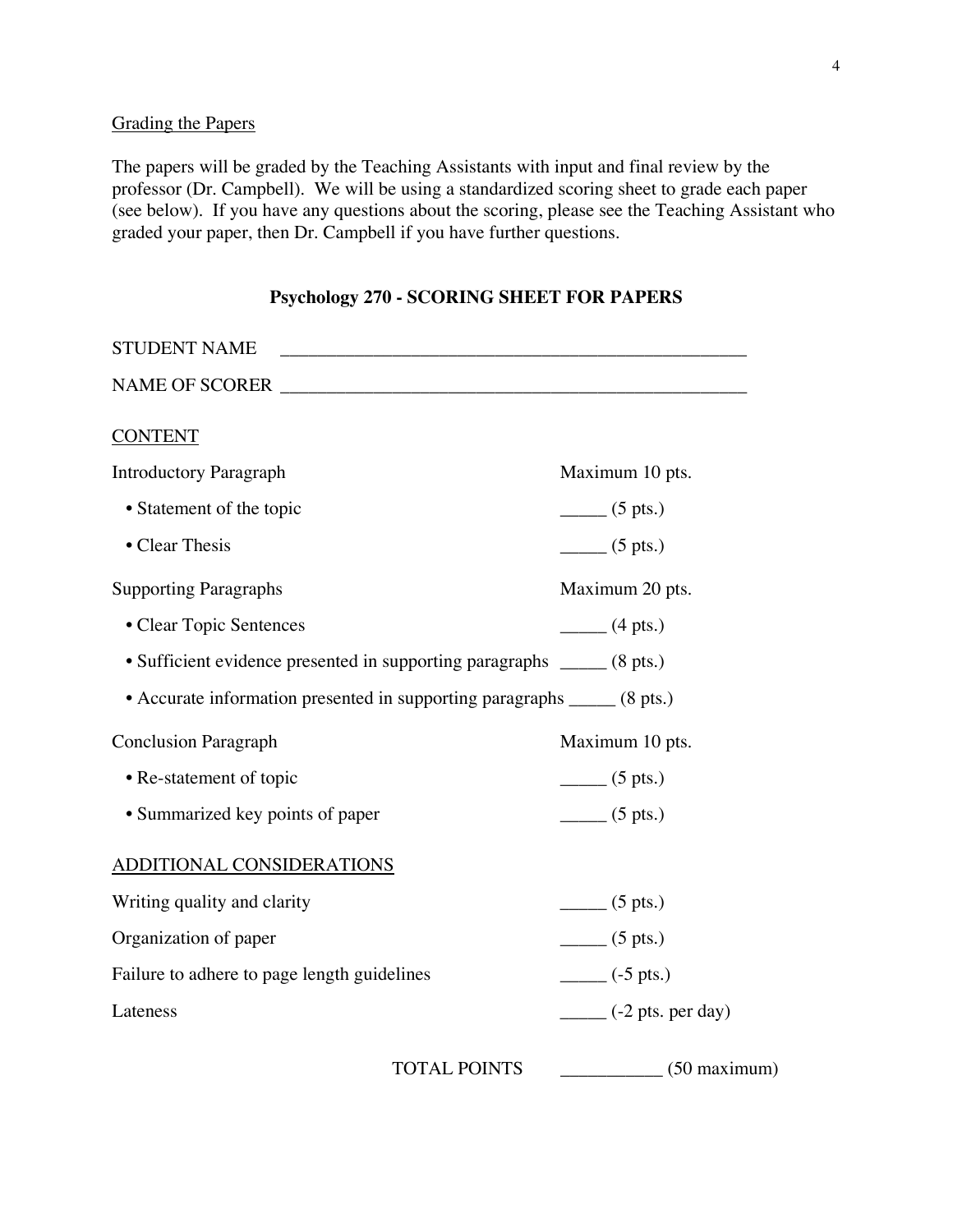Grading the Papers

The papers will be graded by the Teaching Assistants with input and final review by the professor (Dr. Campbell). We will be using a standardized scoring sheet to grade each paper (see below). If you have any questions about the scoring, please see the Teaching Assistant who graded your paper, then Dr. Campbell if you have further questions.

**Psychology 270 - SCORING SHEET FOR PAPERS**

STUDENT NAME ____________________________________________________

NAME OF SCORER ____________________________________________________

CONTENT

Introductory Paragraph — Maximum 10 pts.

- Statement of the topic _____ (5 pts.)
- Clear Thesis _____ (5 pts.)

Supporting Paragraphs — Maximum 20 pts.

- Clear Topic Sentences _____ (4 pts.)
- Sufficient evidence presented in supporting paragraphs _____ (8 pts.)
- Accurate information presented in supporting paragraphs _____ (8 pts.)

Conclusion Paragraph — Maximum 10 pts.

- Re-statement of topic _____ (5 pts.)
- Summarized key points of paper _____ (5 pts.)

ADDITIONAL CONSIDERATIONS

Writing quality and clarity _____ (5 pts.)

Organization of paper _____ (5 pts.)

Failure to adhere to page length guidelines _____ (-5 pts.)

Lateness _____ (-2 pts. per day)

TOTAL POINTS ___________ (50 maximum)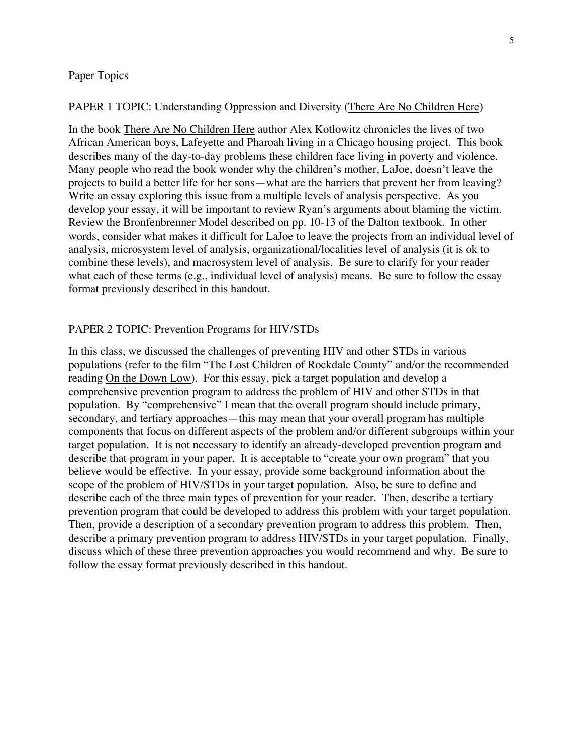## Paper Topics

PAPER 1 TOPIC: Understanding Oppression and Diversity (There Are No Children Here)

In the book There Are No Children Here author Alex Kotlowitz chronicles the lives of two African American boys, Lafeyette and Pharoah living in a Chicago housing project. This book describes many of the day-to-day problems these children face living in poverty and violence. Many people who read the book wonder why the children's mother, LaJoe, doesn't leave the projects to build a better life for her sons—what are the barriers that prevent her from leaving? Write an essay exploring this issue from a multiple levels of analysis perspective. As you develop your essay, it will be important to review Ryan's arguments about blaming the victim. Review the Bronfenbrenner Model described on pp. 10-13 of the Dalton textbook. In other words, consider what makes it difficult for LaJoe to leave the projects from an individual level of analysis, microsystem level of analysis, organizational/localities level of analysis (it is ok to combine these levels), and macrosystem level of analysis. Be sure to clarify for your reader what each of these terms (e.g., individual level of analysis) means. Be sure to follow the essay format previously described in this handout.

PAPER 2 TOPIC: Prevention Programs for HIV/STDs

In this class, we discussed the challenges of preventing HIV and other STDs in various populations (refer to the film "The Lost Children of Rockdale County" and/or the recommended reading On the Down Low). For this essay, pick a target population and develop a comprehensive prevention program to address the problem of HIV and other STDs in that population. By "comprehensive" I mean that the overall program should include primary, secondary, and tertiary approaches—this may mean that your overall program has multiple components that focus on different aspects of the problem and/or different subgroups within your target population. It is not necessary to identify an already-developed prevention program and describe that program in your paper. It is acceptable to "create your own program" that you believe would be effective. In your essay, provide some background information about the scope of the problem of HIV/STDs in your target population. Also, be sure to define and describe each of the three main types of prevention for your reader. Then, describe a tertiary prevention program that could be developed to address this problem with your target population. Then, provide a description of a secondary prevention program to address this problem. Then, describe a primary prevention program to address HIV/STDs in your target population. Finally, discuss which of these three prevention approaches you would recommend and why. Be sure to follow the essay format previously described in this handout.